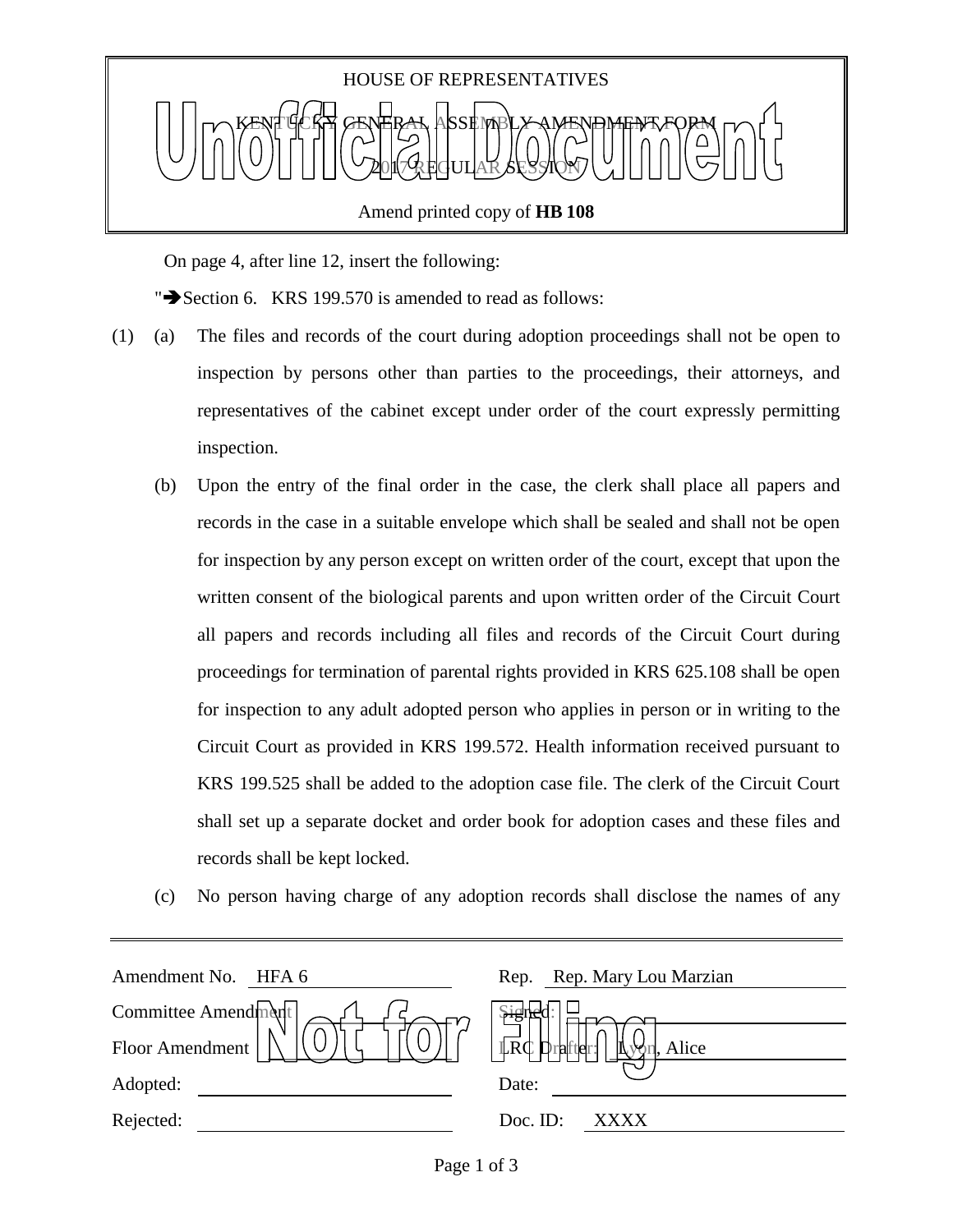HOUSE OF REPRESENTATIVES

KENTUCKY GENERAL ASSEMBLY AMENDMENT FORM

2017 REGULAR SESSION

Amend printed copy of **HB 108**

On page 4, after line 12, insert the following:

"➔Section 6. KRS 199.570 is amended to read as follows:

(1) (a) The files and records of the court during adoption proceedings shall not be open to inspection by persons other than parties to the proceedings, their attorneys, and representatives of the cabinet except under order of the court expressly permitting inspection.

(b) Upon the entry of the final order in the case, the clerk shall place all papers and records in the case in a suitable envelope which shall be sealed and shall not be open for inspection by any person except on written order of the court, except that upon the written consent of the biological parents and upon written order of the Circuit Court all papers and records including all files and records of the Circuit Court during proceedings for termination of parental rights provided in KRS 625.108 shall be open for inspection to any adult adopted person who applies in person or in writing to the Circuit Court as provided in KRS 199.572. Health information received pursuant to KRS 199.525 shall be added to the adoption case file. The clerk of the Circuit Court shall set up a separate docket and order book for adoption cases and these files and records shall be kept locked.

(c) No person having charge of any adoption records shall disclose the names of any

| | | | |
|---|---|---|---|
| Amendment No. | HFA 6 | Rep. | Rep. Mary Lou Marzian |
| Committee Amendment | ☐ | Signed: | |
| Floor Amendment | ☐ | LRC Drafter: | Lyon, Alice |
| Adopted: | | Date: | |
| Rejected: | | Doc. ID: | XXXX |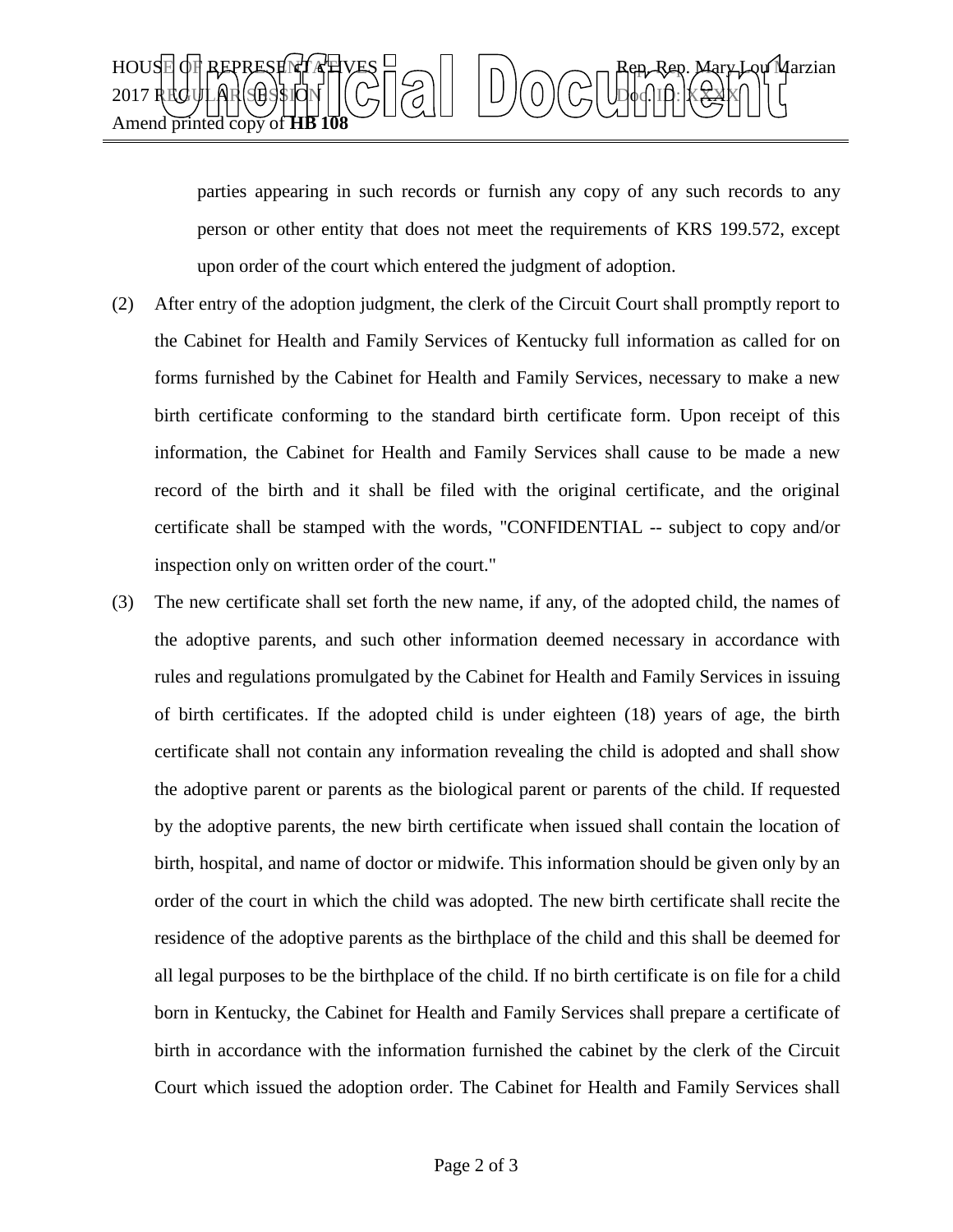parties appearing in such records or furnish any copy of any such records to any person or other entity that does not meet the requirements of KRS 199.572, except upon order of the court which entered the judgment of adoption.

(2) After entry of the adoption judgment, the clerk of the Circuit Court shall promptly report to the Cabinet for Health and Family Services of Kentucky full information as called for on forms furnished by the Cabinet for Health and Family Services, necessary to make a new birth certificate conforming to the standard birth certificate form. Upon receipt of this information, the Cabinet for Health and Family Services shall cause to be made a new record of the birth and it shall be filed with the original certificate, and the original certificate shall be stamped with the words, "CONFIDENTIAL -- subject to copy and/or inspection only on written order of the court."

(3) The new certificate shall set forth the new name, if any, of the adopted child, the names of the adoptive parents, and such other information deemed necessary in accordance with rules and regulations promulgated by the Cabinet for Health and Family Services in issuing of birth certificates. If the adopted child is under eighteen (18) years of age, the birth certificate shall not contain any information revealing the child is adopted and shall show the adoptive parent or parents as the biological parent or parents of the child. If requested by the adoptive parents, the new birth certificate when issued shall contain the location of birth, hospital, and name of doctor or midwife. This information should be given only by an order of the court in which the child was adopted. The new birth certificate shall recite the residence of the adoptive parents as the birthplace of the child and this shall be deemed for all legal purposes to be the birthplace of the child. If no birth certificate is on file for a child born in Kentucky, the Cabinet for Health and Family Services shall prepare a certificate of birth in accordance with the information furnished the cabinet by the clerk of the Circuit Court which issued the adoption order. The Cabinet for Health and Family Services shall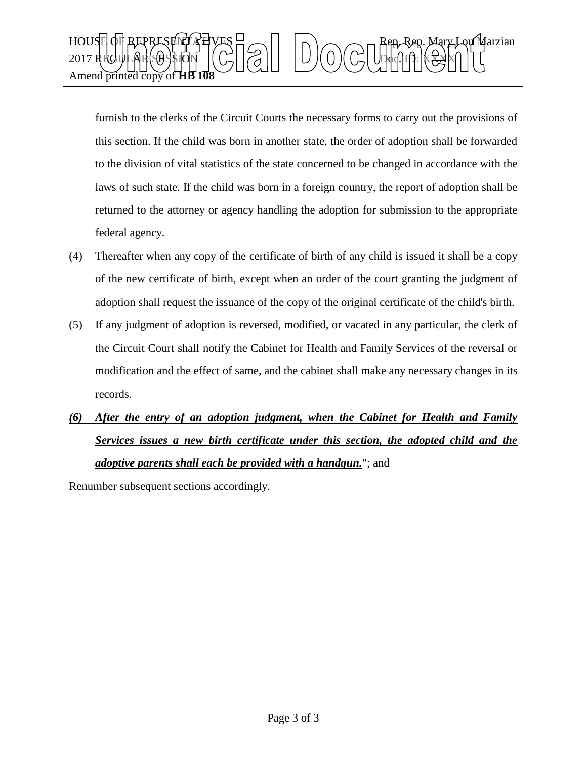furnish to the clerks of the Circuit Courts the necessary forms to carry out the provisions of this section. If the child was born in another state, the order of adoption shall be forwarded to the division of vital statistics of the state concerned to be changed in accordance with the laws of such state. If the child was born in a foreign country, the report of adoption shall be returned to the attorney or agency handling the adoption for submission to the appropriate federal agency.

(4) Thereafter when any copy of the certificate of birth of any child is issued it shall be a copy of the new certificate of birth, except when an order of the court granting the judgment of adoption shall request the issuance of the copy of the original certificate of the child's birth.

(5) If any judgment of adoption is reversed, modified, or vacated in any particular, the clerk of the Circuit Court shall notify the Cabinet for Health and Family Services of the reversal or modification and the effect of same, and the cabinet shall make any necessary changes in its records.

***<u>(6) After the entry of an adoption judgment, when the Cabinet for Health and Family Services issues a new birth certificate under this section, the adopted child and the adoptive parents shall each be provided with a handgun.</u>***"; and

Renumber subsequent sections accordingly.